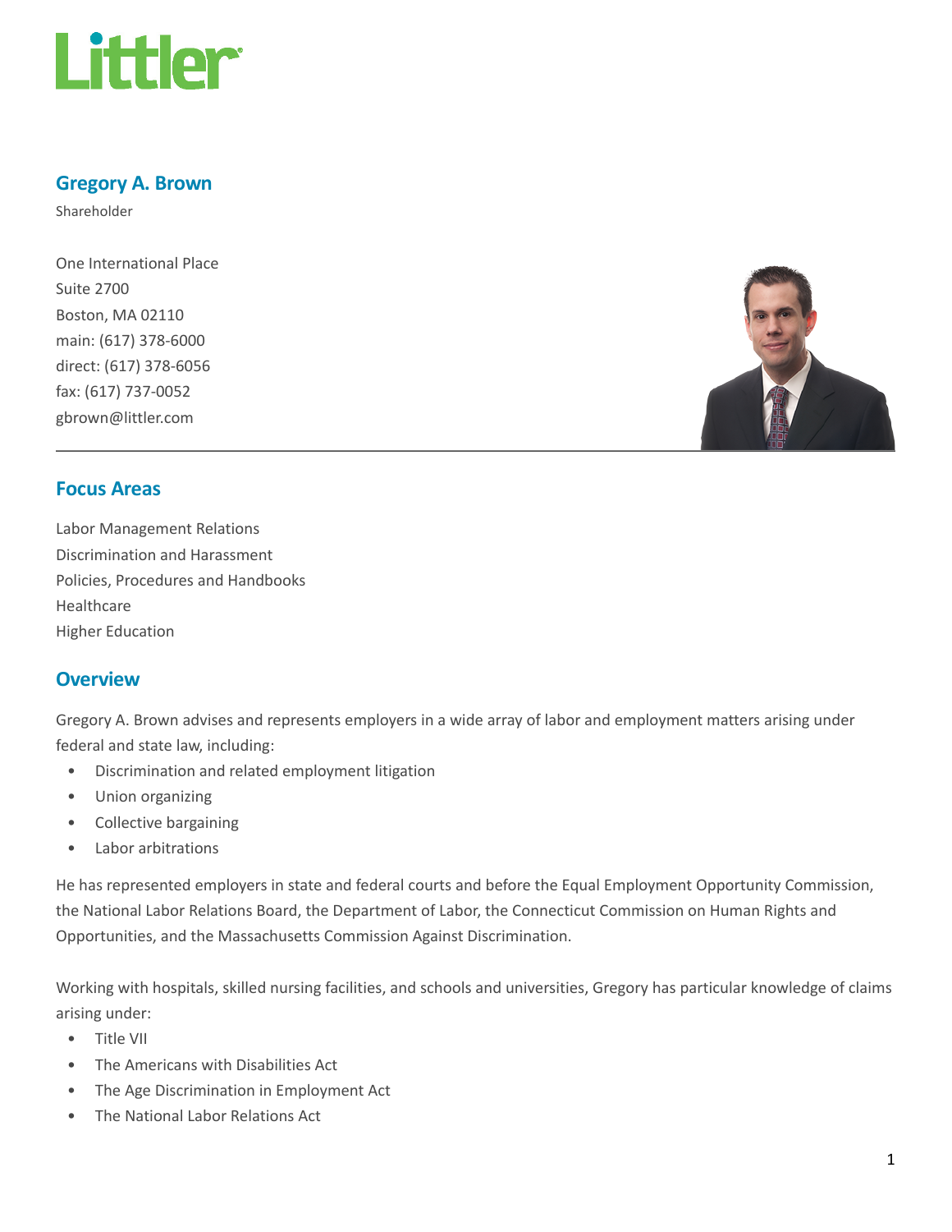# Gregory A. Brown

Shareholder

One International Place
Suite 2700
Boston, MA 02110
main: (617) 378-6000
direct: (617) 378-6056
fax: (617) 737-0052
gbrown@littler.com

## Focus Areas

Labor Management Relations
Discrimination and Harassment
Policies, Procedures and Handbooks
Healthcare
Higher Education

## Overview

Gregory A. Brown advises and represents employers in a wide array of labor and employment matters arising under federal and state law, including:

- Discrimination and related employment litigation
- Union organizing
- Collective bargaining
- Labor arbitrations

He has represented employers in state and federal courts and before the Equal Employment Opportunity Commission, the National Labor Relations Board, the Department of Labor, the Connecticut Commission on Human Rights and Opportunities, and the Massachusetts Commission Against Discrimination.

Working with hospitals, skilled nursing facilities, and schools and universities, Gregory has particular knowledge of claims arising under:

- Title VII
- The Americans with Disabilities Act
- The Age Discrimination in Employment Act
- The National Labor Relations Act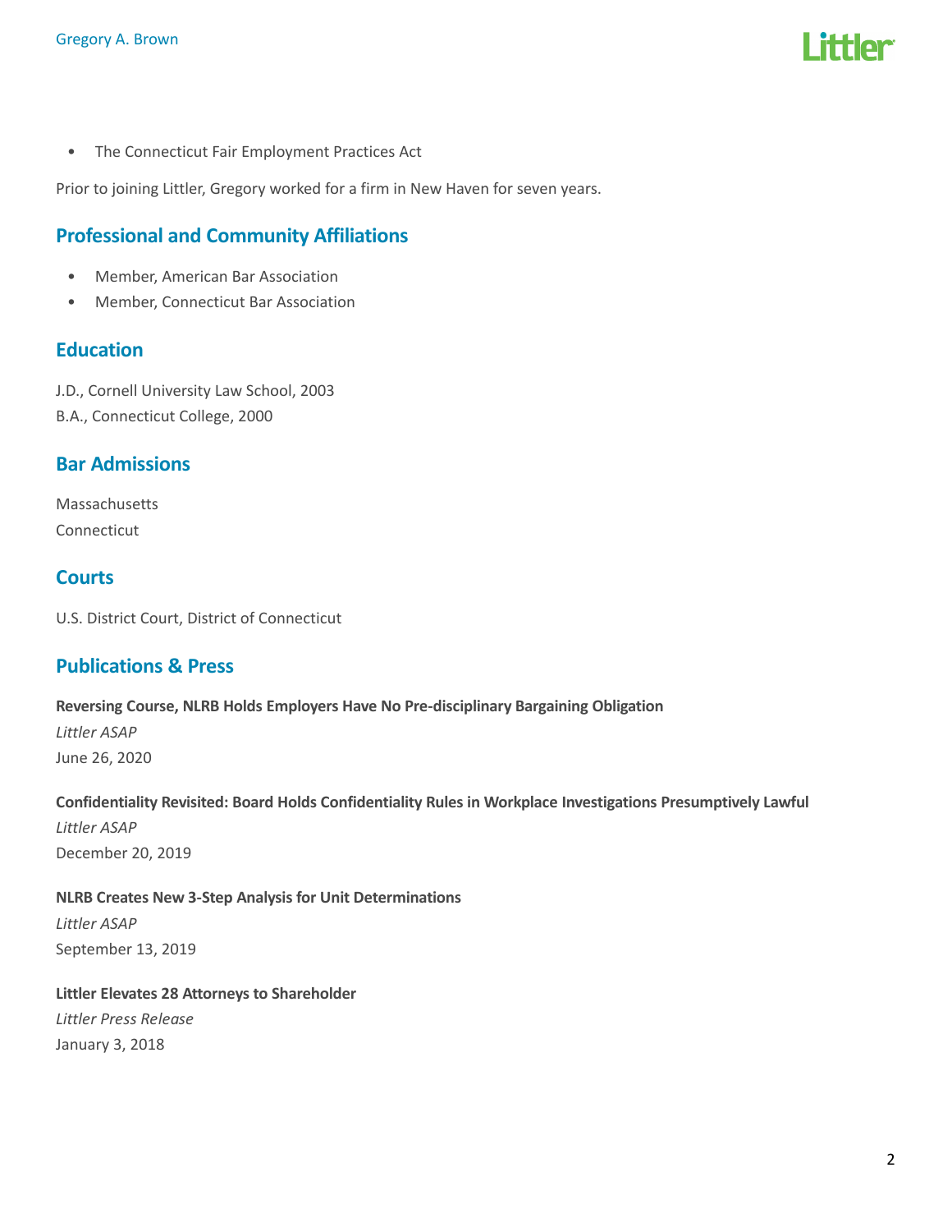- The Connecticut Fair Employment Practices Act

Prior to joining Littler, Gregory worked for a firm in New Haven for seven years.

## Professional and Community Affiliations

- Member, American Bar Association
- Member, Connecticut Bar Association

## Education

J.D., Cornell University Law School, 2003
B.A., Connecticut College, 2000

## Bar Admissions

Massachusetts
Connecticut

## Courts

U.S. District Court, District of Connecticut

## Publications & Press

**Reversing Course, NLRB Holds Employers Have No Pre-disciplinary Bargaining Obligation**
*Littler ASAP*
June 26, 2020

**Confidentiality Revisited: Board Holds Confidentiality Rules in Workplace Investigations Presumptively Lawful**
*Littler ASAP*
December 20, 2019

**NLRB Creates New 3-Step Analysis for Unit Determinations**
*Littler ASAP*
September 13, 2019

**Littler Elevates 28 Attorneys to Shareholder**
*Littler Press Release*
January 3, 2018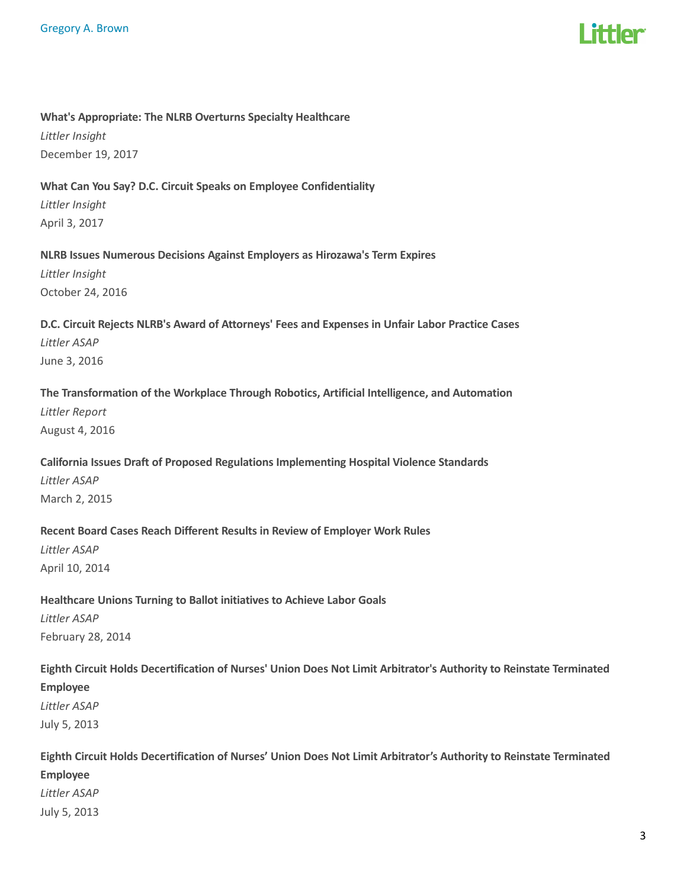**What's Appropriate: The NLRB Overturns Specialty Healthcare**
*Littler Insight*
December 19, 2017

**What Can You Say? D.C. Circuit Speaks on Employee Confidentiality**
*Littler Insight*
April 3, 2017

**NLRB Issues Numerous Decisions Against Employers as Hirozawa's Term Expires**
*Littler Insight*
October 24, 2016

**D.C. Circuit Rejects NLRB's Award of Attorneys' Fees and Expenses in Unfair Labor Practice Cases**
*Littler ASAP*
June 3, 2016

**The Transformation of the Workplace Through Robotics, Artificial Intelligence, and Automation**
*Littler Report*
August 4, 2016

**California Issues Draft of Proposed Regulations Implementing Hospital Violence Standards**
*Littler ASAP*
March 2, 2015

**Recent Board Cases Reach Different Results in Review of Employer Work Rules**
*Littler ASAP*
April 10, 2014

**Healthcare Unions Turning to Ballot initiatives to Achieve Labor Goals**
*Littler ASAP*
February 28, 2014

**Eighth Circuit Holds Decertification of Nurses' Union Does Not Limit Arbitrator's Authority to Reinstate Terminated Employee**
*Littler ASAP*
July 5, 2013

**Eighth Circuit Holds Decertification of Nurses' Union Does Not Limit Arbitrator's Authority to Reinstate Terminated Employee**
*Littler ASAP*
July 5, 2013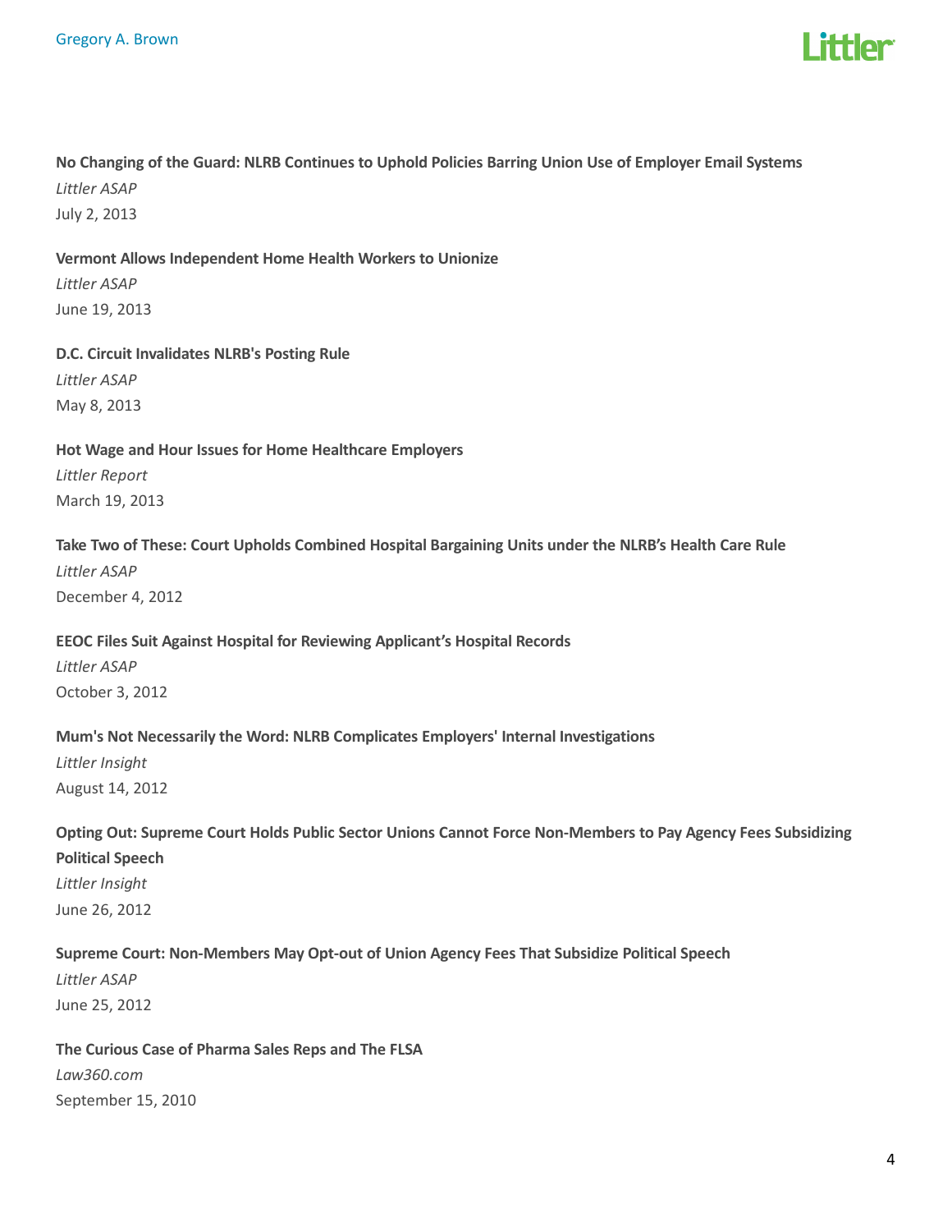**No Changing of the Guard: NLRB Continues to Uphold Policies Barring Union Use of Employer Email Systems**
*Littler ASAP*
July 2, 2013

**Vermont Allows Independent Home Health Workers to Unionize**
*Littler ASAP*
June 19, 2013

**D.C. Circuit Invalidates NLRB's Posting Rule**
*Littler ASAP*
May 8, 2013

**Hot Wage and Hour Issues for Home Healthcare Employers**
*Littler Report*
March 19, 2013

**Take Two of These: Court Upholds Combined Hospital Bargaining Units under the NLRB's Health Care Rule**
*Littler ASAP*
December 4, 2012

**EEOC Files Suit Against Hospital for Reviewing Applicant's Hospital Records**
*Littler ASAP*
October 3, 2012

**Mum's Not Necessarily the Word: NLRB Complicates Employers' Internal Investigations**
*Littler Insight*
August 14, 2012

**Opting Out: Supreme Court Holds Public Sector Unions Cannot Force Non-Members to Pay Agency Fees Subsidizing Political Speech**
*Littler Insight*
June 26, 2012

**Supreme Court: Non-Members May Opt-out of Union Agency Fees That Subsidize Political Speech**
*Littler ASAP*
June 25, 2012

**The Curious Case of Pharma Sales Reps and The FLSA**
*Law360.com*
September 15, 2010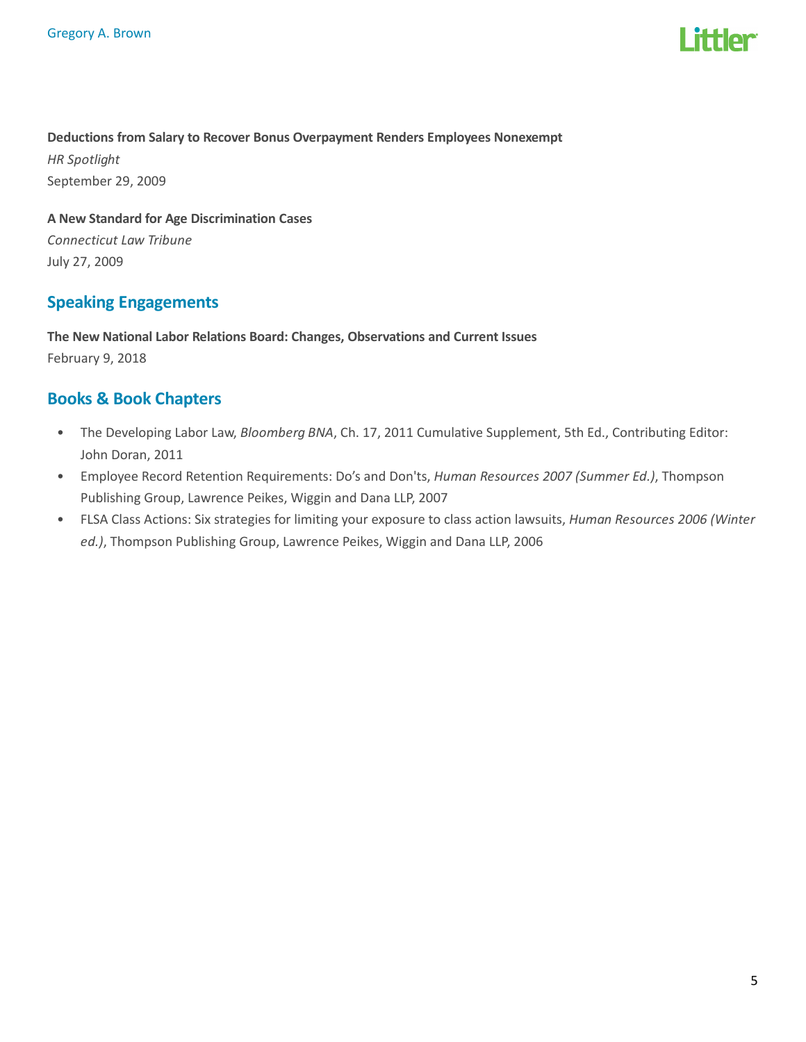**Deductions from Salary to Recover Bonus Overpayment Renders Employees Nonexempt**

*HR Spotlight*

September 29, 2009

**A New Standard for Age Discrimination Cases**

*Connecticut Law Tribune*

July 27, 2009

## Speaking Engagements

**The New National Labor Relations Board: Changes, Observations and Current Issues**

February 9, 2018

## Books & Book Chapters

- The Developing Labor Law, *Bloomberg BNA*, Ch. 17, 2011 Cumulative Supplement, 5th Ed., Contributing Editor: John Doran, 2011
- Employee Record Retention Requirements: Do's and Don'ts, *Human Resources 2007 (Summer Ed.)*, Thompson Publishing Group, Lawrence Peikes, Wiggin and Dana LLP, 2007
- FLSA Class Actions: Six strategies for limiting your exposure to class action lawsuits, *Human Resources 2006 (Winter ed.)*, Thompson Publishing Group, Lawrence Peikes, Wiggin and Dana LLP, 2006